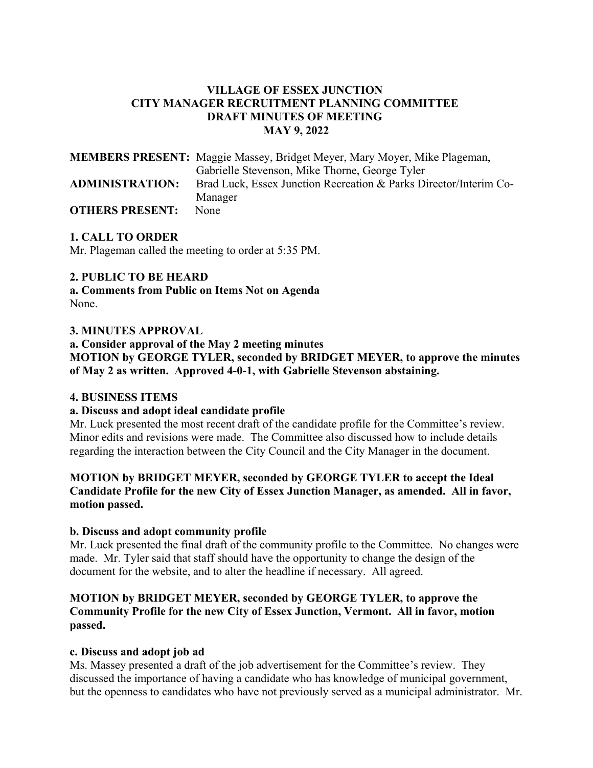**VILLAGE OF ESSEX JUNCTION**
**CITY MANAGER RECRUITMENT PLANNING COMMITTEE**
**DRAFT MINUTES OF MEETING**
**MAY 9, 2022**

**MEMBERS PRESENT:** Maggie Massey, Bridget Meyer, Mary Moyer, Mike Plageman, Gabrielle Stevenson, Mike Thorne, George Tyler

**ADMINISTRATION:** Brad Luck, Essex Junction Recreation & Parks Director/Interim Co-Manager

**OTHERS PRESENT:** None

## 1. CALL TO ORDER

Mr. Plageman called the meeting to order at 5:35 PM.

## 2. PUBLIC TO BE HEARD

### a. Comments from Public on Items Not on Agenda

None.

## 3. MINUTES APPROVAL

### a. Consider approval of the May 2 meeting minutes

**MOTION by GEORGE TYLER, seconded by BRIDGET MEYER, to approve the minutes of May 2 as written. Approved 4-0-1, with Gabrielle Stevenson abstaining.**

## 4. BUSINESS ITEMS

### a. Discuss and adopt ideal candidate profile

Mr. Luck presented the most recent draft of the candidate profile for the Committee's review. Minor edits and revisions were made. The Committee also discussed how to include details regarding the interaction between the City Council and the City Manager in the document.

**MOTION by BRIDGET MEYER, seconded by GEORGE TYLER to accept the Ideal Candidate Profile for the new City of Essex Junction Manager, as amended. All in favor, motion passed.**

### b. Discuss and adopt community profile

Mr. Luck presented the final draft of the community profile to the Committee. No changes were made. Mr. Tyler said that staff should have the opportunity to change the design of the document for the website, and to alter the headline if necessary. All agreed.

**MOTION by BRIDGET MEYER, seconded by GEORGE TYLER, to approve the Community Profile for the new City of Essex Junction, Vermont. All in favor, motion passed.**

### c. Discuss and adopt job ad

Ms. Massey presented a draft of the job advertisement for the Committee's review. They discussed the importance of having a candidate who has knowledge of municipal government, but the openness to candidates who have not previously served as a municipal administrator. Mr.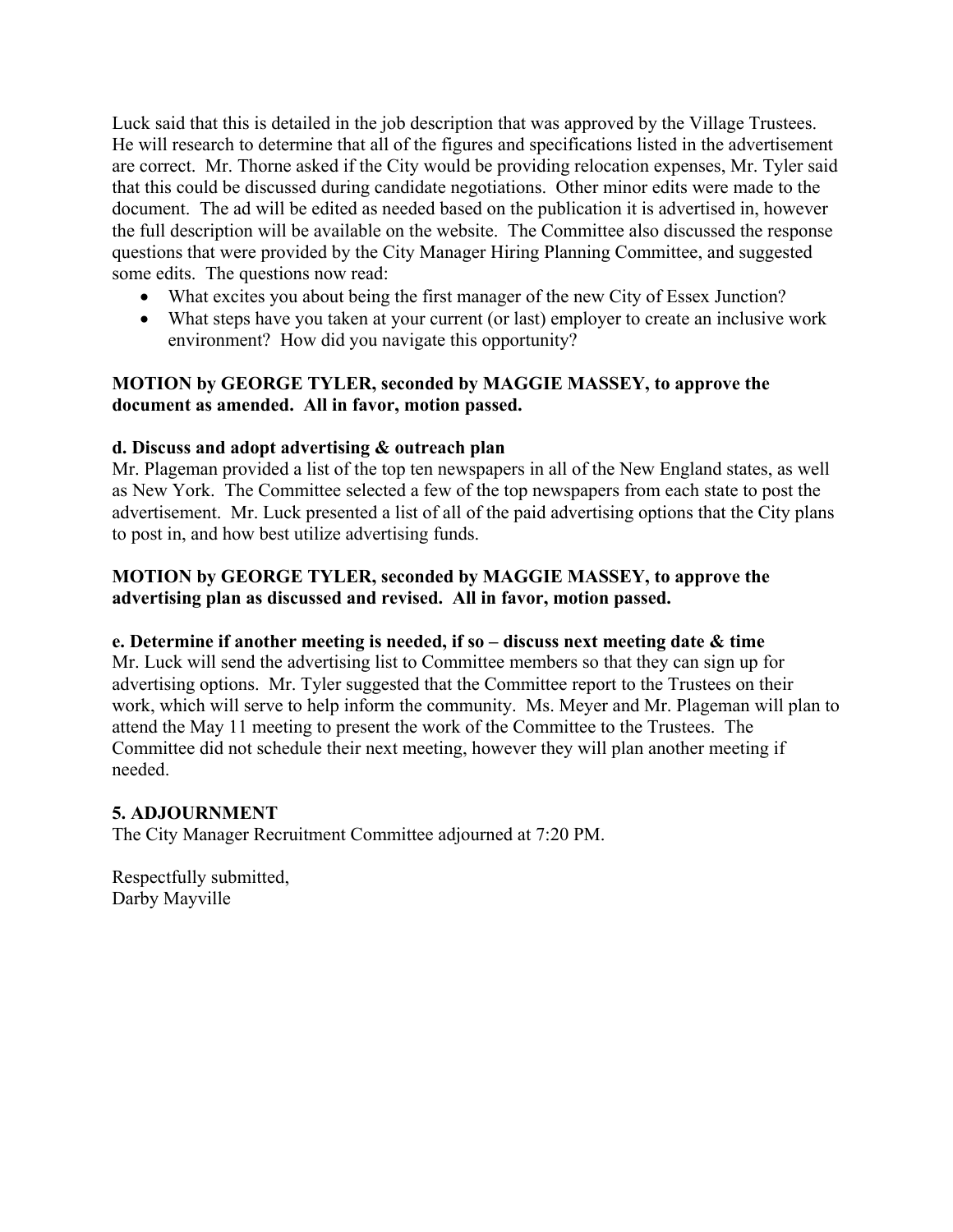Luck said that this is detailed in the job description that was approved by the Village Trustees. He will research to determine that all of the figures and specifications listed in the advertisement are correct. Mr. Thorne asked if the City would be providing relocation expenses, Mr. Tyler said that this could be discussed during candidate negotiations. Other minor edits were made to the document. The ad will be edited as needed based on the publication it is advertised in, however the full description will be available on the website. The Committee also discussed the response questions that were provided by the City Manager Hiring Planning Committee, and suggested some edits. The questions now read:

- What excites you about being the first manager of the new City of Essex Junction?
- What steps have you taken at your current (or last) employer to create an inclusive work environment? How did you navigate this opportunity?

**MOTION by GEORGE TYLER, seconded by MAGGIE MASSEY, to approve the document as amended. All in favor, motion passed.**

**d. Discuss and adopt advertising & outreach plan**

Mr. Plageman provided a list of the top ten newspapers in all of the New England states, as well as New York. The Committee selected a few of the top newspapers from each state to post the advertisement. Mr. Luck presented a list of all of the paid advertising options that the City plans to post in, and how best utilize advertising funds.

**MOTION by GEORGE TYLER, seconded by MAGGIE MASSEY, to approve the advertising plan as discussed and revised. All in favor, motion passed.**

**e. Determine if another meeting is needed, if so – discuss next meeting date & time**

Mr. Luck will send the advertising list to Committee members so that they can sign up for advertising options. Mr. Tyler suggested that the Committee report to the Trustees on their work, which will serve to help inform the community. Ms. Meyer and Mr. Plageman will plan to attend the May 11 meeting to present the work of the Committee to the Trustees. The Committee did not schedule their next meeting, however they will plan another meeting if needed.

**5. ADJOURNMENT**

The City Manager Recruitment Committee adjourned at 7:20 PM.

Respectfully submitted,
Darby Mayville